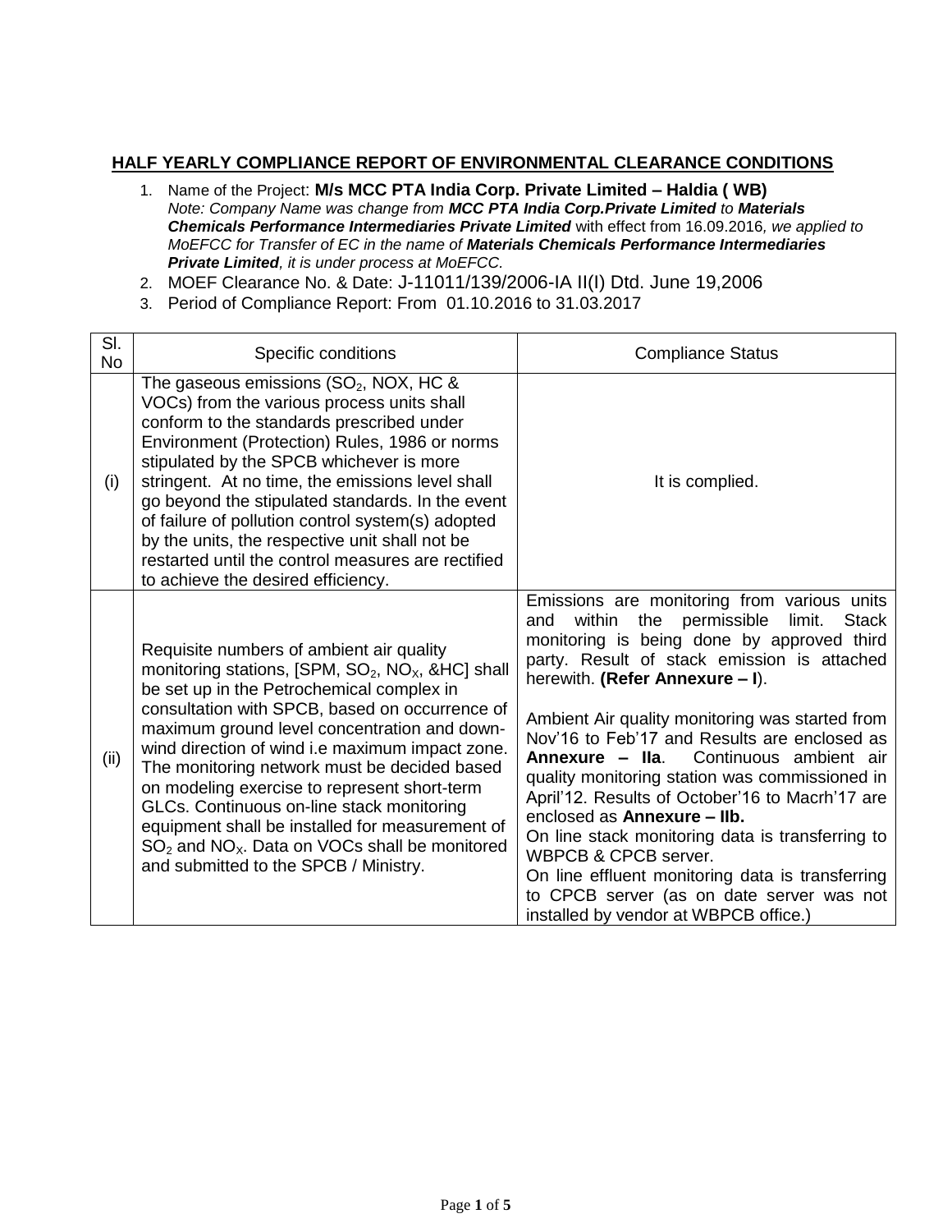## HALF YEARLY COMPLIANCE REPORT OF ENVIRONMENTAL CLEARANCE CONDITIONS

1. Name of the Project: **M/s MCC PTA India Corp. Private Limited – Haldia ( WB)**
   *Note: Company Name was change from* ***MCC PTA India Corp.Private Limited*** *to* ***Materials Chemicals Performance Intermediaries Private Limited*** with effect from 16.09.2016*, we applied to MoEFCC for Transfer of EC in the name of* ***Materials Chemicals Performance Intermediaries Private Limited****, it is under process at MoEFCC.*
2. MOEF Clearance No. & Date: J-11011/139/2006-IA II(I) Dtd. June 19,2006
3. Period of Compliance Report: From 01.10.2016 to 31.03.2017

| Sl. No | Specific conditions | Compliance Status |
|---|---|---|
| (i) | The gaseous emissions ($SO_2$, NOX, HC & VOCs) from the various process units shall conform to the standards prescribed under Environment (Protection) Rules, 1986 or norms stipulated by the SPCB whichever is more stringent. At no time, the emissions level shall go beyond the stipulated standards. In the event of failure of pollution control system(s) adopted by the units, the respective unit shall not be restarted until the control measures are rectified to achieve the desired efficiency. | It is complied. |
| (ii) | Requisite numbers of ambient air quality monitoring stations, [SPM, $SO_2$, $NO_X$, &HC] shall be set up in the Petrochemical complex in consultation with SPCB, based on occurrence of maximum ground level concentration and down-wind direction of wind i.e maximum impact zone. The monitoring network must be decided based on modeling exercise to represent short-term GLCs. Continuous on-line stack monitoring equipment shall be installed for measurement of $SO_2$ and $NO_x$. Data on VOCs shall be monitored and submitted to the SPCB / Ministry. | Emissions are monitoring from various units and within the permissible limit. Stack monitoring is being done by approved third party. Result of stack emission is attached herewith. **(Refer Annexure – I**).<br><br>Ambient Air quality monitoring was started from Nov'16 to Feb'17 and Results are enclosed as **Annexure – IIa**. Continuous ambient air quality monitoring station was commissioned in April'12. Results of October'16 to Macrh'17 are enclosed as **Annexure – IIb.**<br>On line stack monitoring data is transferring to WBPCB & CPCB server.<br>On line effluent monitoring data is transferring to CPCB server (as on date server was not installed by vendor at WBPCB office.) |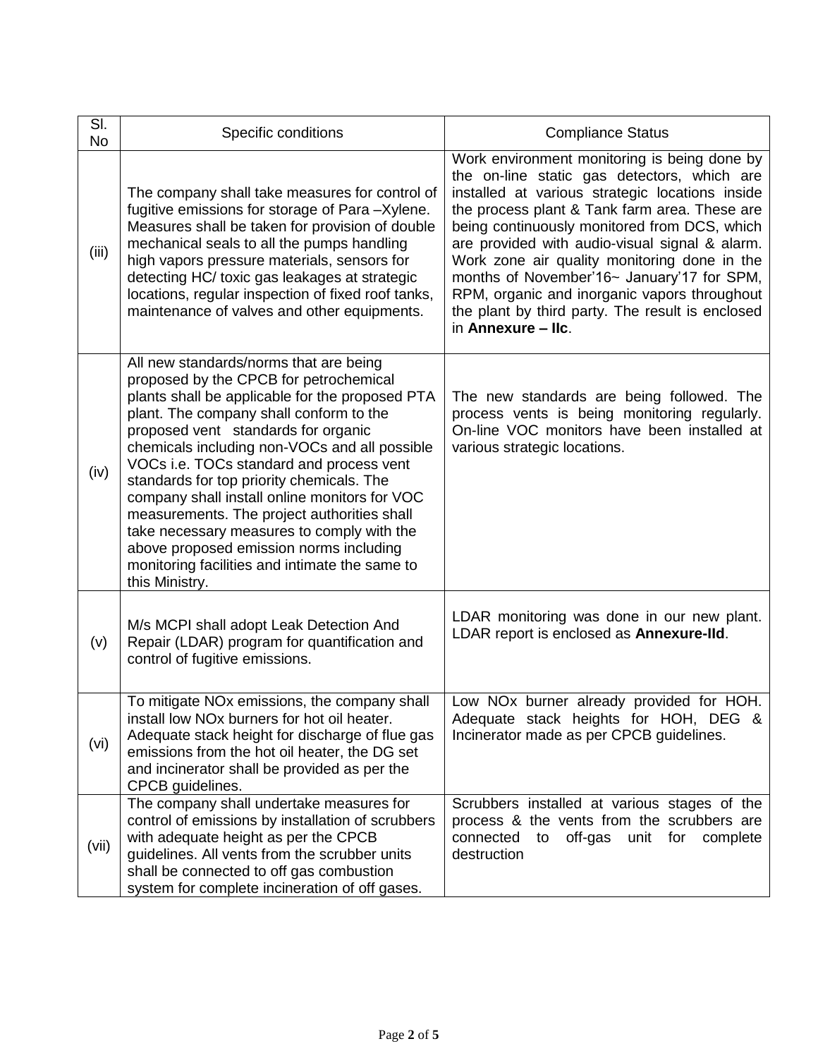| Sl. No | Specific conditions | Compliance Status |
|---|---|---|
| (iii) | The company shall take measures for control of fugitive emissions for storage of Para –Xylene. Measures shall be taken for provision of double mechanical seals to all the pumps handling high vapors pressure materials, sensors for detecting HC/ toxic gas leakages at strategic locations, regular inspection of fixed roof tanks, maintenance of valves and other equipments. | Work environment monitoring is being done by the on-line static gas detectors, which are installed at various strategic locations inside the process plant & Tank farm area. These are being continuously monitored from DCS, which are provided with audio-visual signal & alarm. Work zone air quality monitoring done in the months of November'16~ January'17 for SPM, RPM, organic and inorganic vapors throughout the plant by third party. The result is enclosed in **Annexure – IIc**. |
| (iv) | All new standards/norms that are being proposed by the CPCB for petrochemical plants shall be applicable for the proposed PTA plant. The company shall conform to the proposed vent standards for organic chemicals including non-VOCs and all possible VOCs i.e. TOCs standard and process vent standards for top priority chemicals. The company shall install online monitors for VOC measurements. The project authorities shall take necessary measures to comply with the above proposed emission norms including monitoring facilities and intimate the same to this Ministry. | The new standards are being followed. The process vents is being monitoring regularly. On-line VOC monitors have been installed at various strategic locations. |
| (v) | M/s MCPI shall adopt Leak Detection And Repair (LDAR) program for quantification and control of fugitive emissions. | LDAR monitoring was done in our new plant. LDAR report is enclosed as **Annexure-IId**. |
| (vi) | To mitigate NOx emissions, the company shall install low NOx burners for hot oil heater. Adequate stack height for discharge of flue gas emissions from the hot oil heater, the DG set and incinerator shall be provided as per the CPCB guidelines. | Low NOx burner already provided for HOH. Adequate stack heights for HOH, DEG & Incinerator made as per CPCB guidelines. |
| (vii) | The company shall undertake measures for control of emissions by installation of scrubbers with adequate height as per the CPCB guidelines. All vents from the scrubber units shall be connected to off gas combustion system for complete incineration of off gases. | Scrubbers installed at various stages of the process & the vents from the scrubbers are connected to off-gas unit for complete destruction |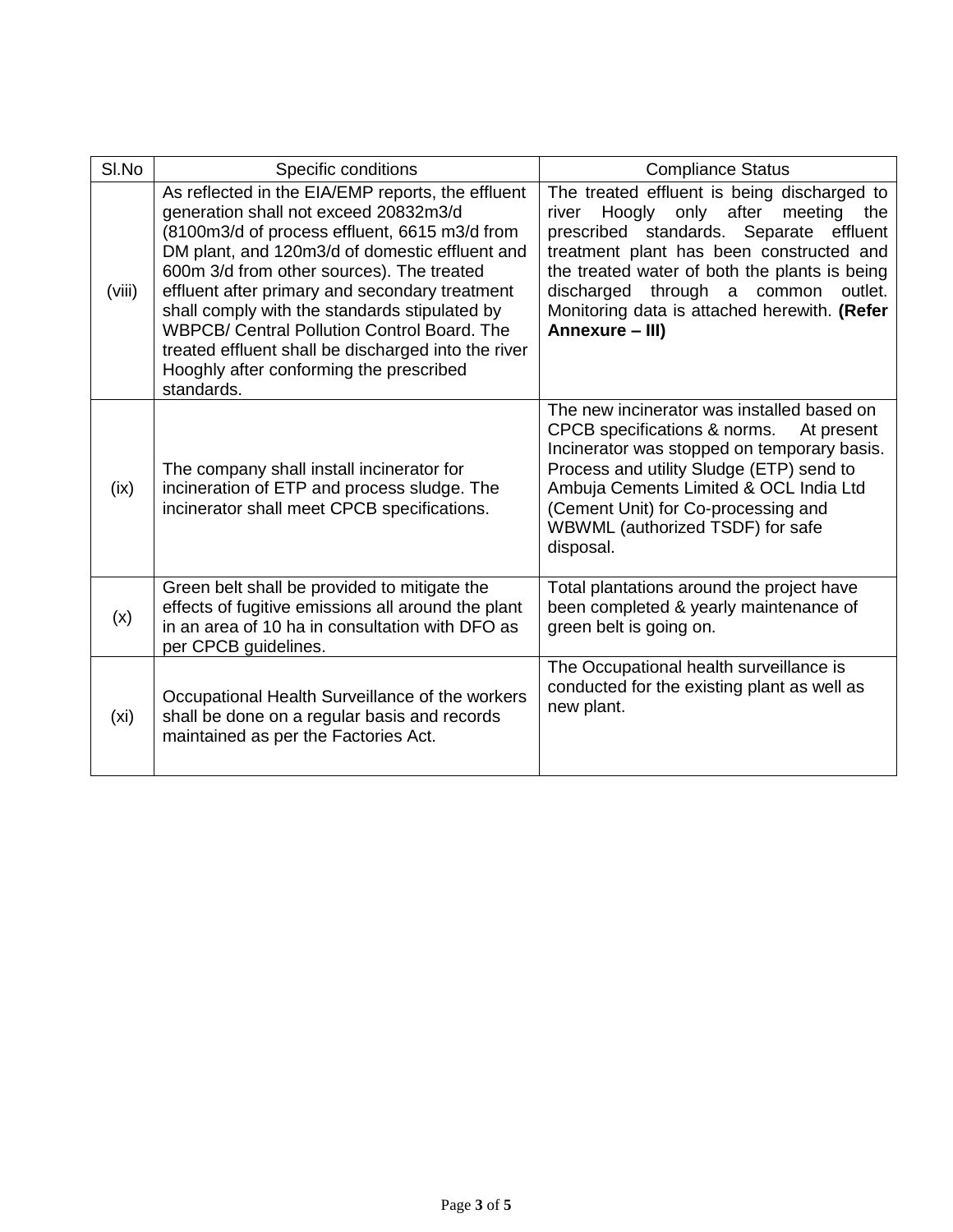| Sl.No | Specific conditions | Compliance Status |
|---|---|---|
| (viii) | As reflected in the EIA/EMP reports, the effluent generation shall not exceed 20832m3/d (8100m3/d of process effluent, 6615 m3/d from DM plant, and 120m3/d of domestic effluent and 600m 3/d from other sources). The treated effluent after primary and secondary treatment shall comply with the standards stipulated by WBPCB/ Central Pollution Control Board. The treated effluent shall be discharged into the river Hooghly after conforming the prescribed standards. | The treated effluent is being discharged to river Hoogly only after meeting the prescribed standards. Separate effluent treatment plant has been constructed and the treated water of both the plants is being discharged through a common outlet. Monitoring data is attached herewith. **(Refer Annexure – III)** |
| (ix) | The company shall install incinerator for incineration of ETP and process sludge. The incinerator shall meet CPCB specifications. | The new incinerator was installed based on CPCB specifications & norms. At present Incinerator was stopped on temporary basis. Process and utility Sludge (ETP) send to Ambuja Cements Limited & OCL India Ltd (Cement Unit) for Co-processing and WBWML (authorized TSDF) for safe disposal. |
| (x) | Green belt shall be provided to mitigate the effects of fugitive emissions all around the plant in an area of 10 ha in consultation with DFO as per CPCB guidelines. | Total plantations around the project have been completed & yearly maintenance of green belt is going on. |
| (xi) | Occupational Health Surveillance of the workers shall be done on a regular basis and records maintained as per the Factories Act. | The Occupational health surveillance is conducted for the existing plant as well as new plant. |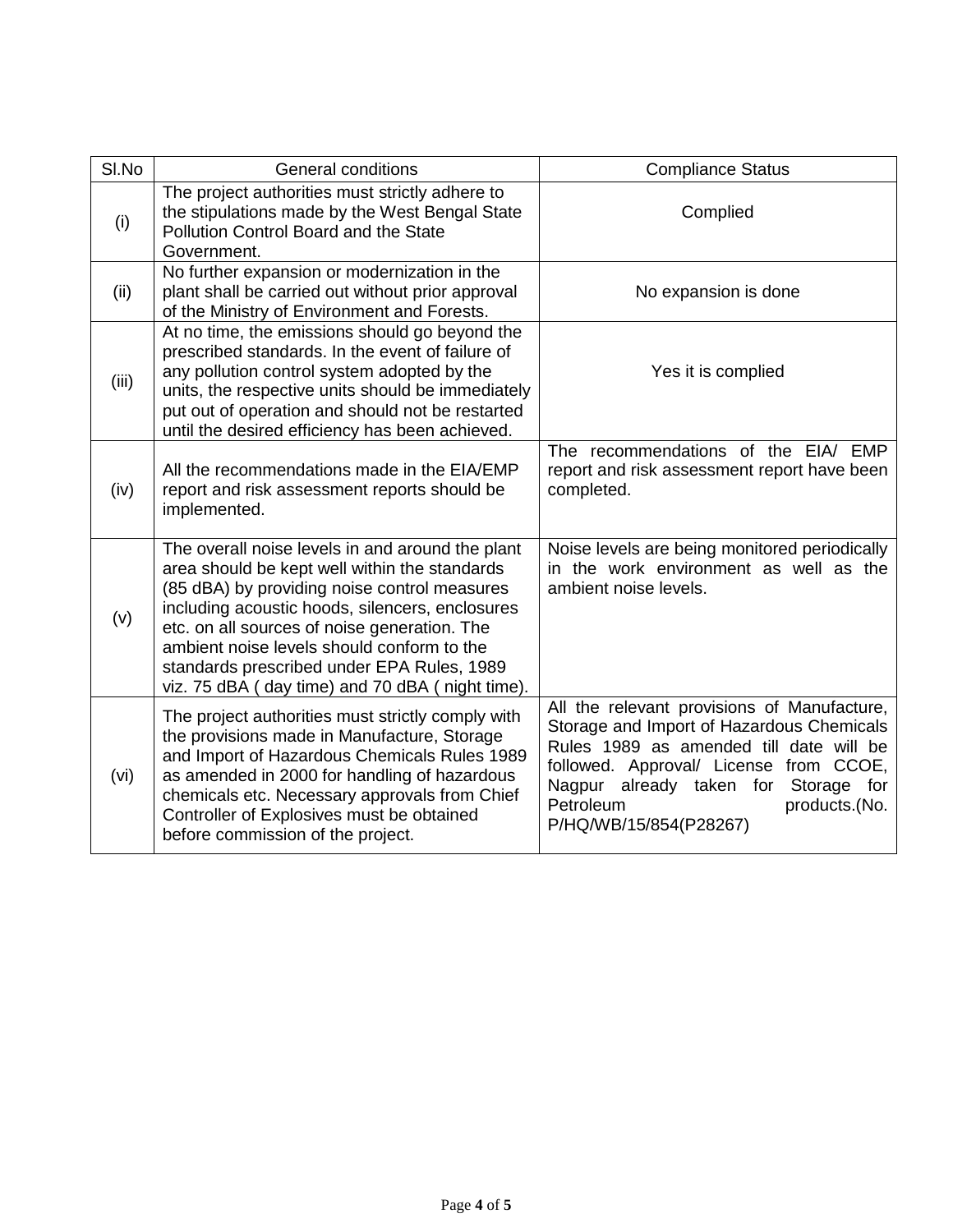| Sl.No | General conditions | Compliance Status |
|---|---|---|
| (i) | The project authorities must strictly adhere to the stipulations made by the West Bengal State Pollution Control Board and the State Government. | Complied |
| (ii) | No further expansion or modernization in the plant shall be carried out without prior approval of the Ministry of Environment and Forests. | No expansion is done |
| (iii) | At no time, the emissions should go beyond the prescribed standards. In the event of failure of any pollution control system adopted by the units, the respective units should be immediately put out of operation and should not be restarted until the desired efficiency has been achieved. | Yes it is complied |
| (iv) | All the recommendations made in the EIA/EMP report and risk assessment reports should be implemented. | The recommendations of the EIA/ EMP report and risk assessment report have been completed. |
| (v) | The overall noise levels in and around the plant area should be kept well within the standards (85 dBA) by providing noise control measures including acoustic hoods, silencers, enclosures etc. on all sources of noise generation. The ambient noise levels should conform to the standards prescribed under EPA Rules, 1989 viz. 75 dBA ( day time) and 70 dBA ( night time). | Noise levels are being monitored periodically in the work environment as well as the ambient noise levels. |
| (vi) | The project authorities must strictly comply with the provisions made in Manufacture, Storage and Import of Hazardous Chemicals Rules 1989 as amended in 2000 for handling of hazardous chemicals etc. Necessary approvals from Chief Controller of Explosives must be obtained before commission of the project. | All the relevant provisions of Manufacture, Storage and Import of Hazardous Chemicals Rules 1989 as amended till date will be followed. Approval/ License from CCOE, Nagpur already taken for Storage for Petroleum products.(No. P/HQ/WB/15/854(P28267) |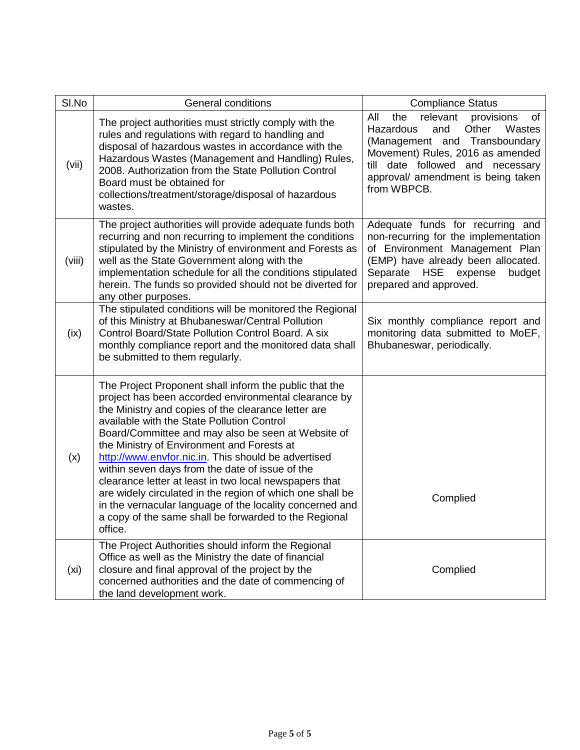| Sl.No | General conditions | Compliance Status |
|---|---|---|
| (vii) | The project authorities must strictly comply with the rules and regulations with regard to handling and disposal of hazardous wastes in accordance with the Hazardous Wastes (Management and Handling) Rules, 2008. Authorization from the State Pollution Control Board must be obtained for collections/treatment/storage/disposal of hazardous wastes. | All the relevant provisions of Hazardous and Other Wastes (Management and Transboundary Movement) Rules, 2016 as amended till date followed and necessary approval/ amendment is being taken from WBPCB. |
| (viii) | The project authorities will provide adequate funds both recurring and non recurring to implement the conditions stipulated by the Ministry of environment and Forests as well as the State Government along with the implementation schedule for all the conditions stipulated herein. The funds so provided should not be diverted for any other purposes. | Adequate funds for recurring and non-recurring for the implementation of Environment Management Plan (EMP) have already been allocated. Separate HSE expense budget prepared and approved. |
| (ix) | The stipulated conditions will be monitored the Regional of this Ministry at Bhubaneswar/Central Pollution Control Board/State Pollution Control Board. A six monthly compliance report and the monitored data shall be submitted to them regularly. | Six monthly compliance report and monitoring data submitted to MoEF, Bhubaneswar, periodically. |
| (x) | The Project Proponent shall inform the public that the project has been accorded environmental clearance by the Ministry and copies of the clearance letter are available with the State Pollution Control Board/Committee and may also be seen at Website of the Ministry of Environment and Forests at http://www.envfor.nic.in. This should be advertised within seven days from the date of issue of the clearance letter at least in two local newspapers that are widely circulated in the region of which one shall be in the vernacular language of the locality concerned and a copy of the same shall be forwarded to the Regional office. | Complied |
| (xi) | The Project Authorities should inform the Regional Office as well as the Ministry the date of financial closure and final approval of the project by the concerned authorities and the date of commencing of the land development work. | Complied |